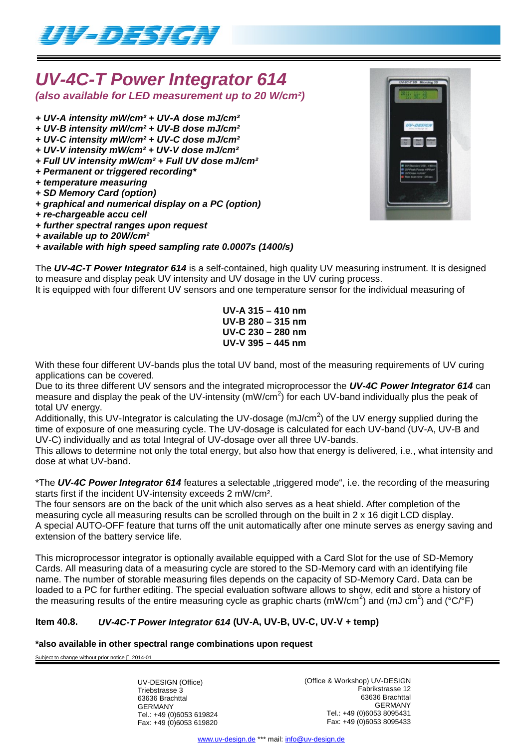# *UV-4C-T Power Integrator 614*

***(also available for LED measurement up to 20 W/cm²)***

***+ UV-A intensity mW/cm² + UV-A dose mJ/cm²***
***+ UV-B intensity mW/cm² + UV-B dose mJ/cm²***
***+ UV-C intensity mW/cm² + UV-C dose mJ/cm²***
***+ UV-V intensity mW/cm² + UV-V dose mJ/cm²***
***+ Full UV intensity mW/cm² + Full UV dose mJ/cm²***
***+ Permanent or triggered recording****
***+ temperature measuring***
***+ SD Memory Card (option)***
***+ graphical and numerical display on a PC (option)***
***+ re-chargeable accu cell***
***+ further spectral ranges upon request***
***+ available up to 20W/cm²***
***+ available with high speed sampling rate 0.0007s (1400/s)***

The ***UV-4C-T Power Integrator 614*** is a self-contained, high quality UV measuring instrument. It is designed to measure and display peak UV intensity and UV dosage in the UV curing process.
It is equipped with four different UV sensors and one temperature sensor for the individual measuring of

**UV-A 315 – 410 nm**
**UV-B 280 – 315 nm**
**UV-C 230 – 280 nm**
**UV-V 395 – 445 nm**

With these four different UV-bands plus the total UV band, most of the measuring requirements of UV curing applications can be covered.
Due to its three different UV sensors and the integrated microprocessor the ***UV-4C Power Integrator 614*** can measure and display the peak of the UV-intensity (mW/cm$^2$) for each UV-band individually plus the peak of total UV energy.
Additionally, this UV-Integrator is calculating the UV-dosage (mJ/cm$^2$) of the UV energy supplied during the time of exposure of one measuring cycle. The UV-dosage is calculated for each UV-band (UV-A, UV-B and UV-C) individually and as total Integral of UV-dosage over all three UV-bands.
This allows to determine not only the total energy, but also how that energy is delivered, i.e., what intensity and dose at what UV-band.

*The ***UV-4C Power Integrator 614*** features a selectable „triggered mode", i.e. the recording of the measuring starts first if the incident UV-intensity exceeds 2 mW/cm².
The four sensors are on the back of the unit which also serves as a heat shield. After completion of the measuring cycle all measuring results can be scrolled through on the built in 2 x 16 digit LCD display.
A special AUTO-OFF feature that turns off the unit automatically after one minute serves as energy saving and extension of the battery service life.

This microprocessor integrator is optionally available equipped with a Card Slot for the use of SD-Memory Cards. All measuring data of a measuring cycle are stored to the SD-Memory card with an identifying file name. The number of storable measuring files depends on the capacity of SD-Memory Card. Data can be loaded to a PC for further editing. The special evaluation software allows to show, edit and store a history of the measuring results of the entire measuring cycle as graphic charts (mW/cm$^2$) and (mJ cm$^2$) and (°C/°F)

**Item 40.8.** ***UV-4C-T Power Integrator 614*** **(UV-A, UV-B, UV-C, UV-V + temp)**

***also available in other spectral range combinations upon request**

Subject to change without prior notice 2014-01

UV-DESIGN (Office)
Triebstrasse 3
63636 Brachttal
GERMANY
Tel.: +49 (0)6053 619824
Fax: +49 (0)6053 619820

(Office & Workshop) UV-DESIGN
Fabrikstrasse 12
63636 Brachttal
GERMANY
Tel.: +49 (0)6053 8095431
Fax: +49 (0)6053 8095433

www.uv-design.de *** mail: info@uv-design.de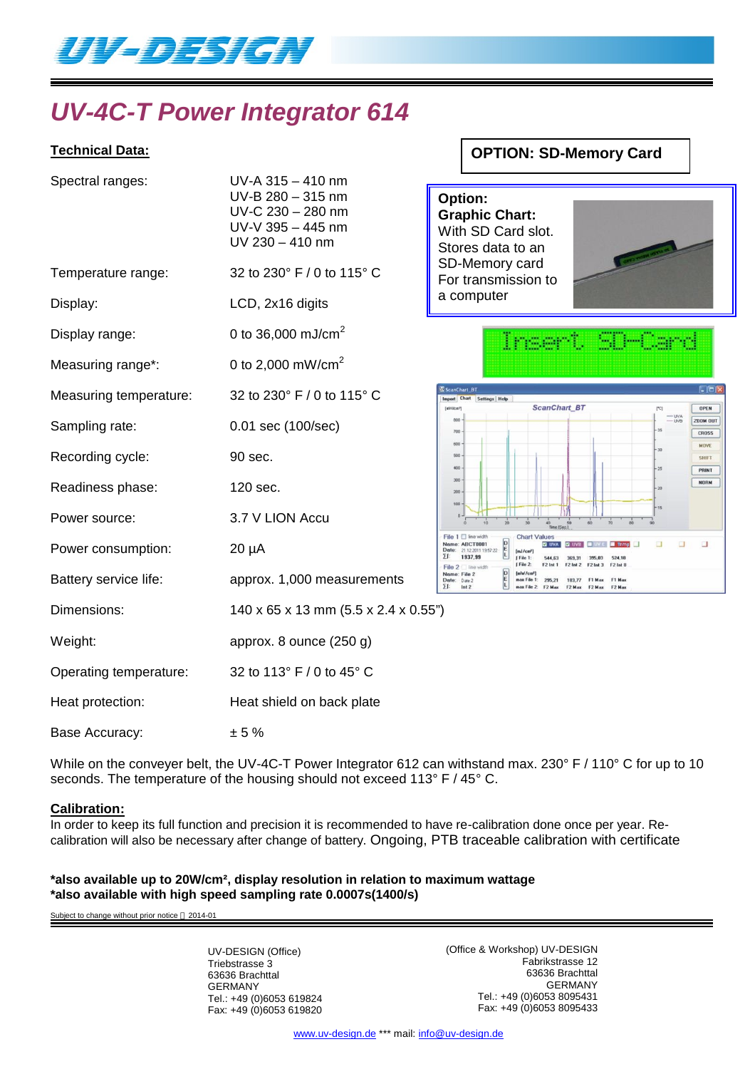# UV-4C-T Power Integrator 614

**Technical Data:**

| | |
|---|---|
| Spectral ranges: | UV-A 315 – 410 nm<br>UV-B 280 – 315 nm<br>UV-C 230 – 280 nm<br>UV-V 395 – 445 nm<br>UV 230 – 410 nm |
| Temperature range: | 32 to 230° F / 0 to 115° C |
| Display: | LCD, 2x16 digits |
| Display range: | 0 to 36,000 mJ/cm$^2$ |
| Measuring range*: | 0 to 2,000 mW/cm$^2$ |
| Measuring temperature: | 32 to 230° F / 0 to 115° C |
| Sampling rate: | 0.01 sec (100/sec) |
| Recording cycle: | 90 sec. |
| Readiness phase: | 120 sec. |
| Power source: | 3.7 V LION Accu |
| Power consumption: | 20 µA |
| Battery service life: | approx. 1,000 measurements |
| Dimensions: | 140 x 65 x 13 mm (5.5 x 2.4 x 0.55") |
| Weight: | approx. 8 ounce (250 g) |
| Operating temperature: | 32 to 113° F / 0 to 45° C |
| Heat protection: | Heat shield on back plate |
| Base Accuracy: | ± 5 % |

**OPTION: SD-Memory Card**

**Option:**
**Graphic Chart:**
With SD Card slot.
Stores data to an SD-Memory card For transmission to a computer

Insert SD-Card

While on the conveyer belt, the UV-4C-T Power Integrator 612 can withstand max. 230° F / 110° C for up to 10 seconds. The temperature of the housing should not exceed 113° F / 45° C.

**Calibration:**

In order to keep its full function and precision it is recommended to have re-calibration done once per year. Re-calibration will also be necessary after change of battery. Ongoing, PTB traceable calibration with certificate

**\*also available up to 20W/cm², display resolution in relation to maximum wattage**
**\*also available with high speed sampling rate 0.0007s(1400/s)**

Subject to change without prior notice 2014-01

UV-DESIGN (Office)
Triebstrasse 3
63636 Brachttal
GERMANY
Tel.: +49 (0)6053 619824
Fax: +49 (0)6053 619820

(Office & Workshop) UV-DESIGN
Fabrikstrasse 12
63636 Brachttal
GERMANY
Tel.: +49 (0)6053 8095431
Fax: +49 (0)6053 8095433

www.uv-design.de *** mail: info@uv-design.de